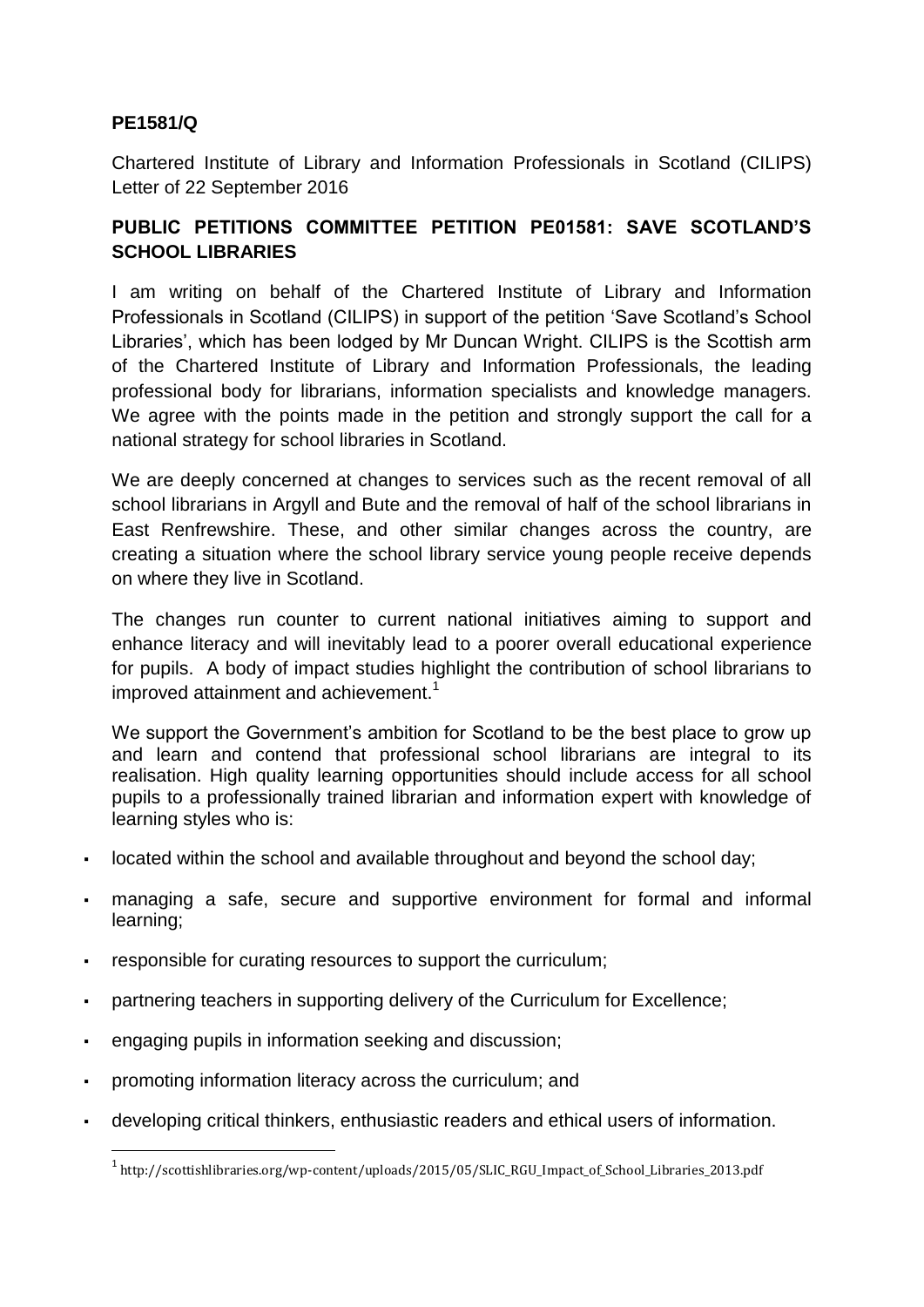**PE1581/Q**

Chartered Institute of Library and Information Professionals in Scotland (CILIPS) Letter of 22 September 2016

## PUBLIC PETITIONS COMMITTEE PETITION PE01581: SAVE SCOTLAND'S SCHOOL LIBRARIES

I am writing on behalf of the Chartered Institute of Library and Information Professionals in Scotland (CILIPS) in support of the petition 'Save Scotland's School Libraries', which has been lodged by Mr Duncan Wright. CILIPS is the Scottish arm of the Chartered Institute of Library and Information Professionals, the leading professional body for librarians, information specialists and knowledge managers. We agree with the points made in the petition and strongly support the call for a national strategy for school libraries in Scotland.

We are deeply concerned at changes to services such as the recent removal of all school librarians in Argyll and Bute and the removal of half of the school librarians in East Renfrewshire. These, and other similar changes across the country, are creating a situation where the school library service young people receive depends on where they live in Scotland.

The changes run counter to current national initiatives aiming to support and enhance literacy and will inevitably lead to a poorer overall educational experience for pupils. A body of impact studies highlight the contribution of school librarians to improved attainment and achievement.[1]

We support the Government's ambition for Scotland to be the best place to grow up and learn and contend that professional school librarians are integral to its realisation. High quality learning opportunities should include access for all school pupils to a professionally trained librarian and information expert with knowledge of learning styles who is:

- located within the school and available throughout and beyond the school day;
- managing a safe, secure and supportive environment for formal and informal learning;
- responsible for curating resources to support the curriculum;
- partnering teachers in supporting delivery of the Curriculum for Excellence;
- engaging pupils in information seeking and discussion;
- promoting information literacy across the curriculum; and
- developing critical thinkers, enthusiastic readers and ethical users of information.

[1] http://scottishlibraries.org/wp-content/uploads/2015/05/SLIC_RGU_Impact_of_School_Libraries_2013.pdf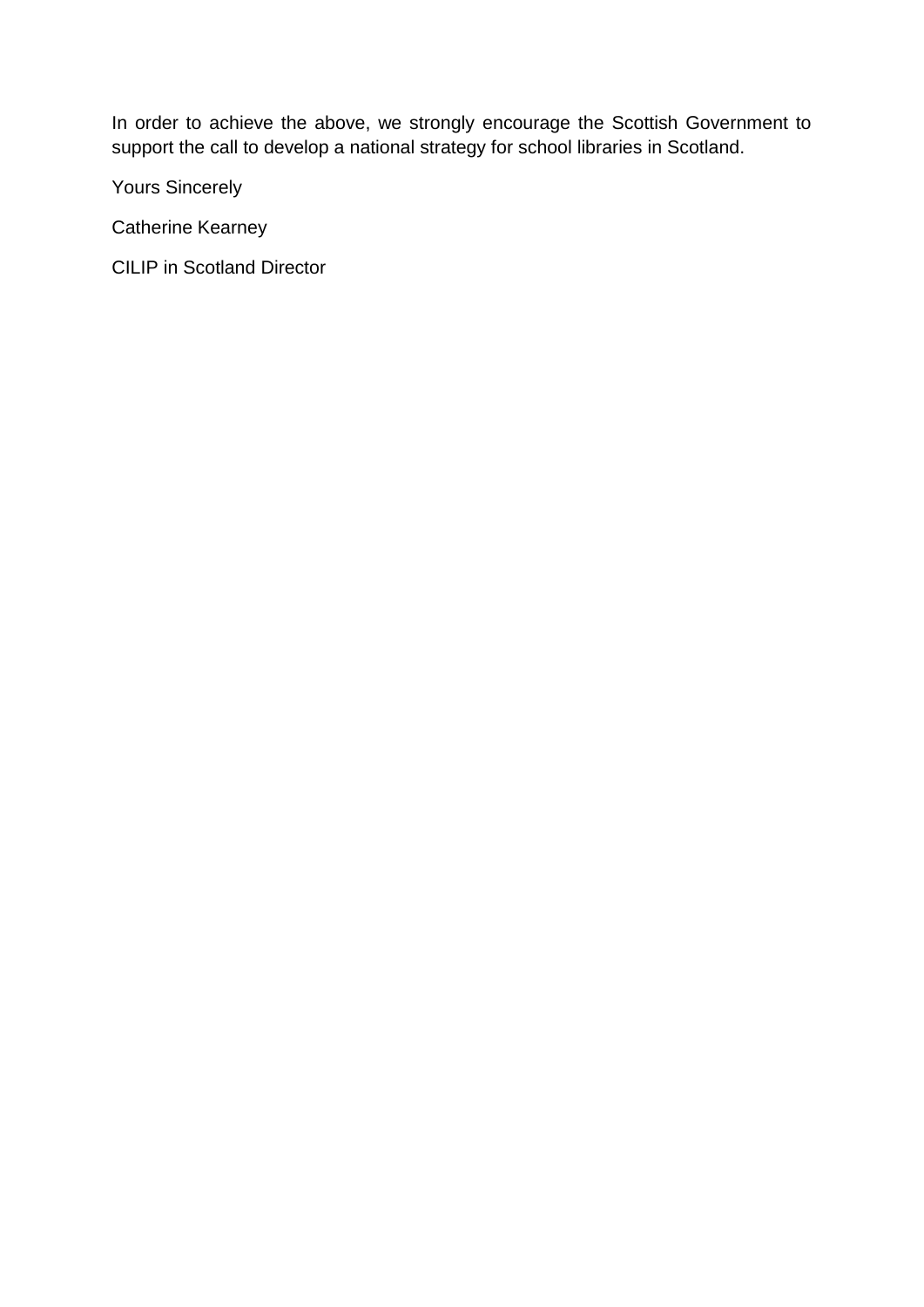In order to achieve the above, we strongly encourage the Scottish Government to support the call to develop a national strategy for school libraries in Scotland.

Yours Sincerely

Catherine Kearney

CILIP in Scotland Director